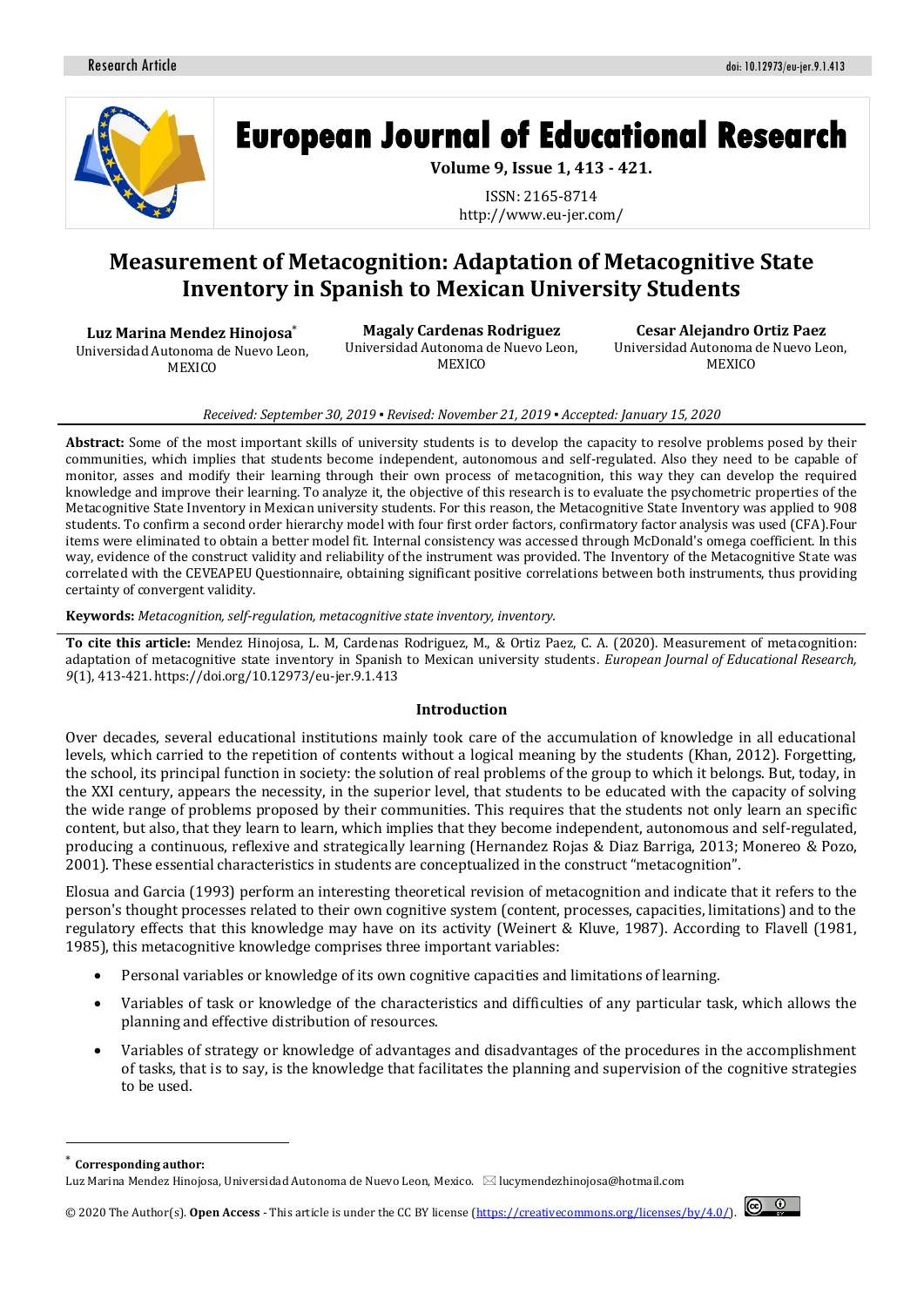Research Article doi: 10.12973/eu-jer.9.1.413

# European Journal of Educational Research

**Volume 9, Issue 1, 413 - 421.**

ISSN: 2165-8714
http://www.eu-jer.com/

# Measurement of Metacognition: Adaptation of Metacognitive State Inventory in Spanish to Mexican University Students

**Luz Marina Mendez Hinojosa*** 
Universidad Autonoma de Nuevo Leon, MEXICO

**Magaly Cardenas Rodriguez**
Universidad Autonoma de Nuevo Leon, MEXICO

**Cesar Alejandro Ortiz Paez**
Universidad Autonoma de Nuevo Leon, MEXICO

*Received: September 30, 2019 ▪ Revised: November 21, 2019 ▪ Accepted: January 15, 2020*

**Abstract:** Some of the most important skills of university students is to develop the capacity to resolve problems posed by their communities, which implies that students become independent, autonomous and self-regulated. Also they need to be capable of monitor, asses and modify their learning through their own process of metacognition, this way they can develop the required knowledge and improve their learning. To analyze it, the objective of this research is to evaluate the psychometric properties of the Metacognitive State Inventory in Mexican university students. For this reason, the Metacognitive State Inventory was applied to 908 students. To confirm a second order hierarchy model with four first order factors, confirmatory factor analysis was used (CFA).Four items were eliminated to obtain a better model fit. Internal consistency was accessed through McDonald's omega coefficient. In this way, evidence of the construct validity and reliability of the instrument was provided. The Inventory of the Metacognitive State was correlated with the CEVEAPEU Questionnaire, obtaining significant positive correlations between both instruments, thus providing certainty of convergent validity.

**Keywords:** *Metacognition, self-regulation, metacognitive state inventory, inventory.*

**To cite this article:** Mendez Hinojosa, L. M, Cardenas Rodriguez, M., & Ortiz Paez, C. A. (2020). Measurement of metacognition: adaptation of metacognitive state inventory in Spanish to Mexican university students. *European Journal of Educational Research, 9*(1), 413-421. https://doi.org/10.12973/eu-jer.9.1.413

## Introduction

Over decades, several educational institutions mainly took care of the accumulation of knowledge in all educational levels, which carried to the repetition of contents without a logical meaning by the students (Khan, 2012). Forgetting, the school, its principal function in society: the solution of real problems of the group to which it belongs. But, today, in the XXI century, appears the necessity, in the superior level, that students to be educated with the capacity of solving the wide range of problems proposed by their communities. This requires that the students not only learn an specific content, but also, that they learn to learn, which implies that they become independent, autonomous and self-regulated, producing a continuous, reflexive and strategically learning (Hernandez Rojas & Diaz Barriga, 2013; Monereo & Pozo, 2001). These essential characteristics in students are conceptualized in the construct "metacognition".

Elosua and Garcia (1993) perform an interesting theoretical revision of metacognition and indicate that it refers to the person's thought processes related to their own cognitive system (content, processes, capacities, limitations) and to the regulatory effects that this knowledge may have on its activity (Weinert & Kluve, 1987). According to Flavell (1981, 1985), this metacognitive knowledge comprises three important variables:

- Personal variables or knowledge of its own cognitive capacities and limitations of learning.
- Variables of task or knowledge of the characteristics and difficulties of any particular task, which allows the planning and effective distribution of resources.
- Variables of strategy or knowledge of advantages and disadvantages of the procedures in the accomplishment of tasks, that is to say, is the knowledge that facilitates the planning and supervision of the cognitive strategies to be used.

---

\* **Corresponding author:**
Luz Marina Mendez Hinojosa, Universidad Autonoma de Nuevo Leon, Mexico. ✉ lucymendezhinojosa@hotmail.com

© 2020 The Author(s). **Open Access** - This article is under the CC BY license (https://creativecommons.org/licenses/by/4.0/).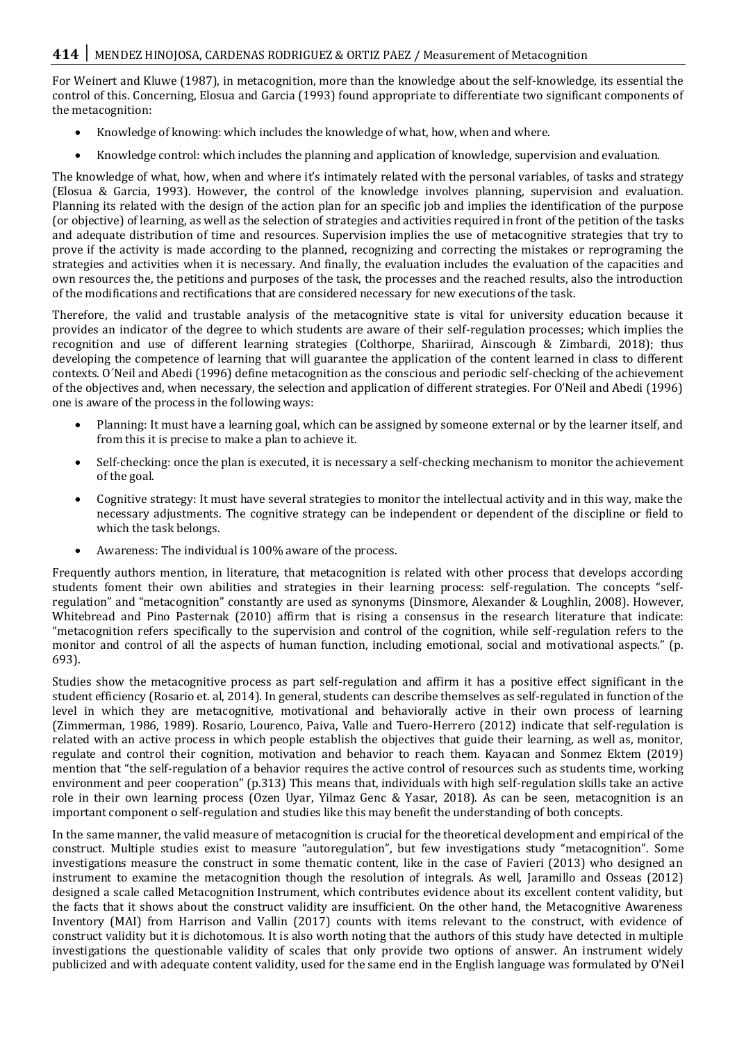For Weinert and Kluwe (1987), in metacognition, more than the knowledge about the self-knowledge, its essential the control of this. Concerning, Elosua and Garcia (1993) found appropriate to differentiate two significant components of the metacognition:

- Knowledge of knowing: which includes the knowledge of what, how, when and where.
- Knowledge control: which includes the planning and application of knowledge, supervision and evaluation.

The knowledge of what, how, when and where it's intimately related with the personal variables, of tasks and strategy (Elosua & Garcia, 1993). However, the control of the knowledge involves planning, supervision and evaluation. Planning its related with the design of the action plan for an specific job and implies the identification of the purpose (or objective) of learning, as well as the selection of strategies and activities required in front of the petition of the tasks and adequate distribution of time and resources. Supervision implies the use of metacognitive strategies that try to prove if the activity is made according to the planned, recognizing and correcting the mistakes or reprograming the strategies and activities when it is necessary. And finally, the evaluation includes the evaluation of the capacities and own resources the, the petitions and purposes of the task, the processes and the reached results, also the introduction of the modifications and rectifications that are considered necessary for new executions of the task.

Therefore, the valid and trustable analysis of the metacognitive state is vital for university education because it provides an indicator of the degree to which students are aware of their self-regulation processes; which implies the recognition and use of different learning strategies (Colthorpe, Shariirad, Ainscough & Zimbardi, 2018); thus developing the competence of learning that will guarantee the application of the content learned in class to different contexts. O´Neil and Abedi (1996) define metacognition as the conscious and periodic self-checking of the achievement of the objectives and, when necessary, the selection and application of different strategies. For O'Neil and Abedi (1996) one is aware of the process in the following ways:

- Planning: It must have a learning goal, which can be assigned by someone external or by the learner itself, and from this it is precise to make a plan to achieve it.
- Self-checking: once the plan is executed, it is necessary a self-checking mechanism to monitor the achievement of the goal.
- Cognitive strategy: It must have several strategies to monitor the intellectual activity and in this way, make the necessary adjustments. The cognitive strategy can be independent or dependent of the discipline or field to which the task belongs.
- Awareness: The individual is 100% aware of the process.

Frequently authors mention, in literature, that metacognition is related with other process that develops according students foment their own abilities and strategies in their learning process: self-regulation. The concepts "self-regulation" and "metacognition" constantly are used as synonyms (Dinsmore, Alexander & Loughlin, 2008). However, Whitebread and Pino Pasternak (2010) affirm that is rising a consensus in the research literature that indicate: "metacognition refers specifically to the supervision and control of the cognition, while self-regulation refers to the monitor and control of all the aspects of human function, including emotional, social and motivational aspects." (p. 693).

Studies show the metacognitive process as part self-regulation and affirm it has a positive effect significant in the student efficiency (Rosario et. al, 2014). In general, students can describe themselves as self-regulated in function of the level in which they are metacognitive, motivational and behaviorally active in their own process of learning (Zimmerman, 1986, 1989). Rosario, Lourenco, Paiva, Valle and Tuero-Herrero (2012) indicate that self-regulation is related with an active process in which people establish the objectives that guide their learning, as well as, monitor, regulate and control their cognition, motivation and behavior to reach them. Kayacan and Sonmez Ektem (2019) mention that "the self-regulation of a behavior requires the active control of resources such as students time, working environment and peer cooperation" (p.313) This means that, individuals with high self-regulation skills take an active role in their own learning process (Ozen Uyar, Yilmaz Genc & Yasar, 2018). As can be seen, metacognition is an important component o self-regulation and studies like this may benefit the understanding of both concepts.

In the same manner, the valid measure of metacognition is crucial for the theoretical development and empirical of the construct. Multiple studies exist to measure "autoregulation", but few investigations study "metacognition". Some investigations measure the construct in some thematic content, like in the case of Favieri (2013) who designed an instrument to examine the metacognition though the resolution of integrals. As well, Jaramillo and Osseas (2012) designed a scale called Metacognition Instrument, which contributes evidence about its excellent content validity, but the facts that it shows about the construct validity are insufficient. On the other hand, the Metacognitive Awareness Inventory (MAI) from Harrison and Vallin (2017) counts with items relevant to the construct, with evidence of construct validity but it is dichotomous. It is also worth noting that the authors of this study have detected in multiple investigations the questionable validity of scales that only provide two options of answer. An instrument widely publicized and with adequate content validity, used for the same end in the English language was formulated by O'Neil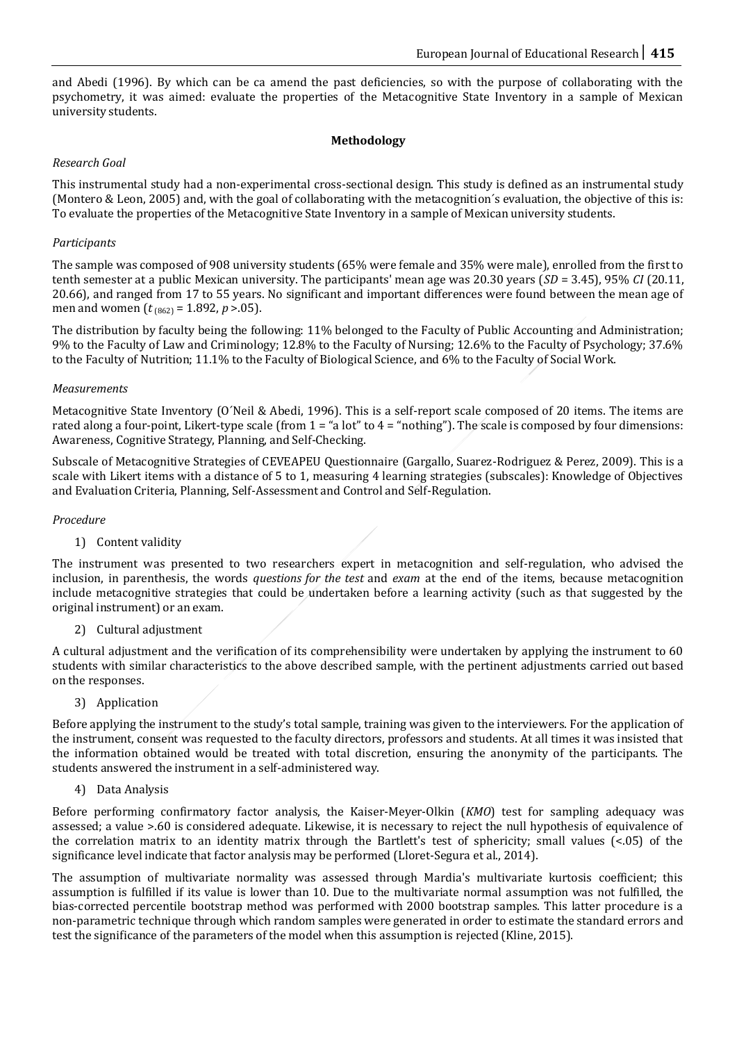and Abedi (1996). By which can be ca amend the past deficiencies, so with the purpose of collaborating with the psychometry, it was aimed: evaluate the properties of the Metacognitive State Inventory in a sample of Mexican university students.

## Methodology

### *Research Goal*

This instrumental study had a non-experimental cross-sectional design. This study is defined as an instrumental study (Montero & Leon, 2005) and, with the goal of collaborating with the metacognition´s evaluation, the objective of this is: To evaluate the properties of the Metacognitive State Inventory in a sample of Mexican university students.

### *Participants*

The sample was composed of 908 university students (65% were female and 35% were male), enrolled from the first to tenth semester at a public Mexican university. The participants' mean age was 20.30 years (*SD* = 3.45), 95% *CI* (20.11, 20.66), and ranged from 17 to 55 years. No significant and important differences were found between the mean age of men and women ($t_{(862)} = 1.892$, $p > .05$).

The distribution by faculty being the following: 11% belonged to the Faculty of Public Accounting and Administration; 9% to the Faculty of Law and Criminology; 12.8% to the Faculty of Nursing; 12.6% to the Faculty of Psychology; 37.6% to the Faculty of Nutrition; 11.1% to the Faculty of Biological Science, and 6% to the Faculty of Social Work.

### *Measurements*

Metacognitive State Inventory (O´Neil & Abedi, 1996). This is a self-report scale composed of 20 items. The items are rated along a four-point, Likert-type scale (from 1 = "a lot" to 4 = "nothing"). The scale is composed by four dimensions: Awareness, Cognitive Strategy, Planning, and Self-Checking.

Subscale of Metacognitive Strategies of CEVEAPEU Questionnaire (Gargallo, Suarez-Rodriguez & Perez, 2009). This is a scale with Likert items with a distance of 5 to 1, measuring 4 learning strategies (subscales): Knowledge of Objectives and Evaluation Criteria, Planning, Self-Assessment and Control and Self-Regulation.

### *Procedure*

1) Content validity

The instrument was presented to two researchers expert in metacognition and self-regulation, who advised the inclusion, in parenthesis, the words *questions for the test* and *exam* at the end of the items, because metacognition include metacognitive strategies that could be undertaken before a learning activity (such as that suggested by the original instrument) or an exam.

2) Cultural adjustment

A cultural adjustment and the verification of its comprehensibility were undertaken by applying the instrument to 60 students with similar characteristics to the above described sample, with the pertinent adjustments carried out based on the responses.

3) Application

Before applying the instrument to the study's total sample, training was given to the interviewers. For the application of the instrument, consent was requested to the faculty directors, professors and students. At all times it was insisted that the information obtained would be treated with total discretion, ensuring the anonymity of the participants. The students answered the instrument in a self-administered way.

4) Data Analysis

Before performing confirmatory factor analysis, the Kaiser-Meyer-Olkin (*KMO*) test for sampling adequacy was assessed; a value >.60 is considered adequate. Likewise, it is necessary to reject the null hypothesis of equivalence of the correlation matrix to an identity matrix through the Bartlett's test of sphericity; small values (<.05) of the significance level indicate that factor analysis may be performed (Lloret-Segura et al., 2014).

The assumption of multivariate normality was assessed through Mardia's multivariate kurtosis coefficient; this assumption is fulfilled if its value is lower than 10. Due to the multivariate normal assumption was not fulfilled, the bias-corrected percentile bootstrap method was performed with 2000 bootstrap samples. This latter procedure is a non-parametric technique through which random samples were generated in order to estimate the standard errors and test the significance of the parameters of the model when this assumption is rejected (Kline, 2015).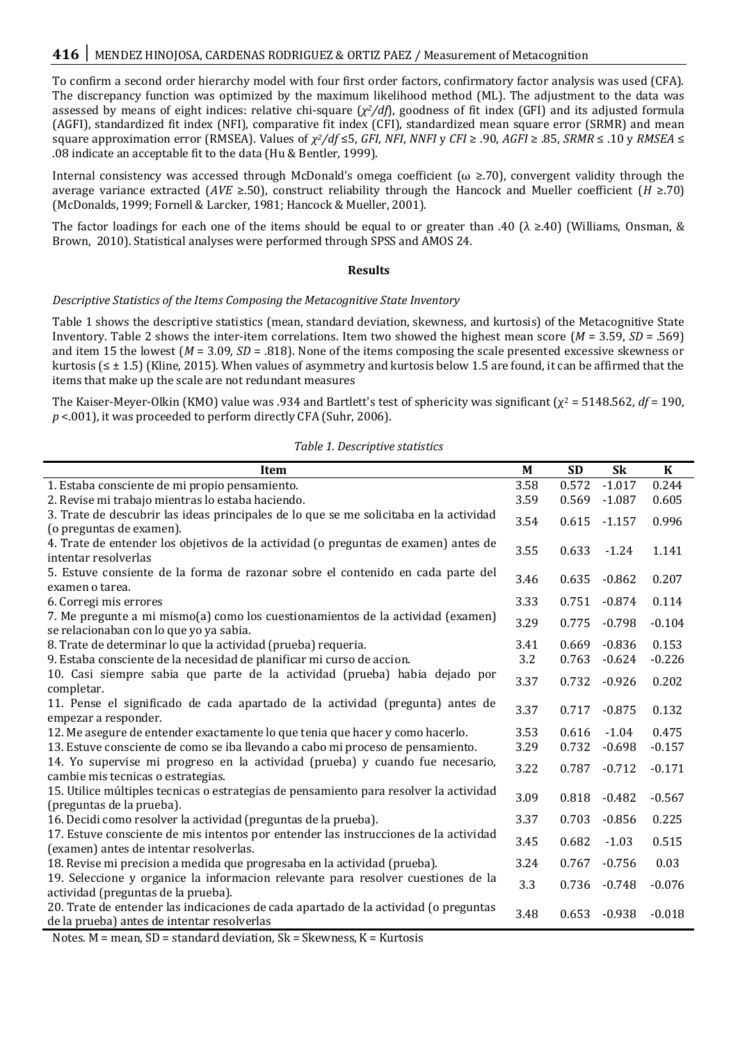To confirm a second order hierarchy model with four first order factors, confirmatory factor analysis was used (CFA). The discrepancy function was optimized by the maximum likelihood method (ML). The adjustment to the data was assessed by means of eight indices: relative chi-square ($\chi^2/df$), goodness of fit index (GFI) and its adjusted formula (AGFI), standardized fit index (NFI), comparative fit index (CFI), standardized mean square error (SRMR) and mean square approximation error (RMSEA). Values of $\chi^2/df \leq 5$, *GFI*, *NFI*, *NNFI* y *CFI* $\geq .90$, *AGFI* $\geq .85$, *SRMR* $\leq .10$ y *RMSEA* $\leq .08$ indicate an acceptable fit to the data (Hu & Bentler, 1999).

Internal consistency was accessed through McDonald's omega coefficient ($\omega \geq .70$), convergent validity through the average variance extracted (*AVE* $\geq .50$), construct reliability through the Hancock and Mueller coefficient (*H* $\geq .70$) (McDonalds, 1999; Fornell & Larcker, 1981; Hancock & Mueller, 2001).

The factor loadings for each one of the items should be equal to or greater than .40 ($\lambda \geq .40$) (Williams, Onsman, & Brown, 2010). Statistical analyses were performed through SPSS and AMOS 24.

## Results

### *Descriptive Statistics of the Items Composing the Metacognitive State Inventory*

Table 1 shows the descriptive statistics (mean, standard deviation, skewness, and kurtosis) of the Metacognitive State Inventory. Table 2 shows the inter-item correlations. Item two showed the highest mean score ($M$ = 3.59, $SD$ = .569) and item 15 the lowest ($M$ = 3.09, $SD$ = .818). None of the items composing the scale presented excessive skewness or kurtosis ($\leq \pm$ 1.5) (Kline, 2015). When values of asymmetry and kurtosis below 1.5 are found, it can be affirmed that the items that make up the scale are not redundant measures

The Kaiser-Meyer-Olkin (KMO) value was .934 and Bartlett's test of sphericity was significant ($\chi^2$ = 5148.562, $df$ = 190, $p$ <.001), it was proceeded to perform directly CFA (Suhr, 2006).

*Table 1. Descriptive statistics*

| Item | M | SD | Sk | K |
|---|---|---|---|---|
| 1. Estaba consciente de mi propio pensamiento. | 3.58 | 0.572 | -1.017 | 0.244 |
| 2. Revise mi trabajo mientras lo estaba haciendo. | 3.59 | 0.569 | -1.087 | 0.605 |
| 3. Trate de descubrir las ideas principales de lo que se me solicitaba en la actividad (o preguntas de examen). | 3.54 | 0.615 | -1.157 | 0.996 |
| 4. Trate de entender los objetivos de la actividad (o preguntas de examen) antes de intentar resolverlas | 3.55 | 0.633 | -1.24 | 1.141 |
| 5. Estuve consiente de la forma de razonar sobre el contenido en cada parte del examen o tarea. | 3.46 | 0.635 | -0.862 | 0.207 |
| 6. Corregi mis errores | 3.33 | 0.751 | -0.874 | 0.114 |
| 7. Me pregunte a mi mismo(a) como los cuestionamientos de la actividad (examen) se relacionaban con lo que yo ya sabia. | 3.29 | 0.775 | -0.798 | -0.104 |
| 8. Trate de determinar lo que la actividad (prueba) requeria. | 3.41 | 0.669 | -0.836 | 0.153 |
| 9. Estaba consciente de la necesidad de planificar mi curso de accion. | 3.2 | 0.763 | -0.624 | -0.226 |
| 10. Casi siempre sabia que parte de la actividad (prueba) habia dejado por completar. | 3.37 | 0.732 | -0.926 | 0.202 |
| 11. Pense el significado de cada apartado de la actividad (pregunta) antes de empezar a responder. | 3.37 | 0.717 | -0.875 | 0.132 |
| 12. Me asegure de entender exactamente lo que tenia que hacer y como hacerlo. | 3.53 | 0.616 | -1.04 | 0.475 |
| 13. Estuve consciente de como se iba llevando a cabo mi proceso de pensamiento. | 3.29 | 0.732 | -0.698 | -0.157 |
| 14. Yo supervise mi progreso en la actividad (prueba) y cuando fue necesario, cambie mis tecnicas o estrategias. | 3.22 | 0.787 | -0.712 | -0.171 |
| 15. Utilice múltiples tecnicas o estrategias de pensamiento para resolver la actividad (preguntas de la prueba). | 3.09 | 0.818 | -0.482 | -0.567 |
| 16. Decidi como resolver la actividad (preguntas de la prueba). | 3.37 | 0.703 | -0.856 | 0.225 |
| 17. Estuve consciente de mis intentos por entender las instrucciones de la actividad (examen) antes de intentar resolverlas. | 3.45 | 0.682 | -1.03 | 0.515 |
| 18. Revise mi precision a medida que progresaba en la actividad (prueba). | 3.24 | 0.767 | -0.756 | 0.03 |
| 19. Seleccione y organice la informacion relevante para resolver cuestiones de la actividad (preguntas de la prueba). | 3.3 | 0.736 | -0.748 | -0.076 |
| 20. Trate de entender las indicaciones de cada apartado de la actividad (o preguntas de la prueba) antes de intentar resolverlas | 3.48 | 0.653 | -0.938 | -0.018 |

Notes. M = mean, SD = standard deviation, Sk = Skewness, K = Kurtosis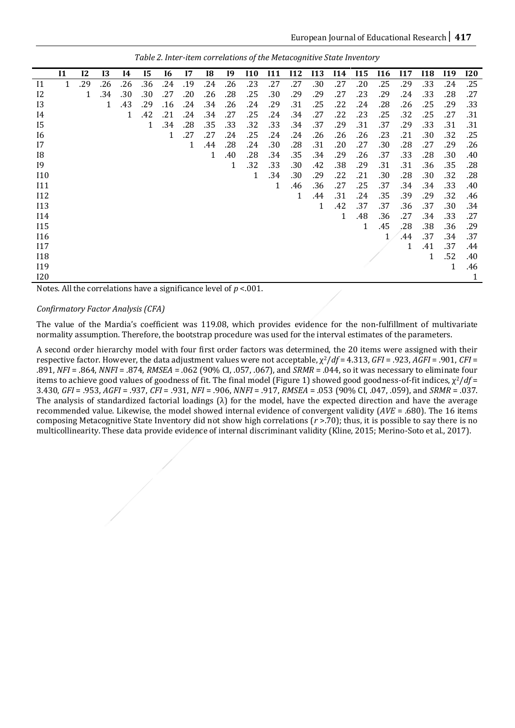*Table 2. Inter-item correlations of the Metacognitive State Inventory*

| | I1 | I2 | I3 | I4 | I5 | I6 | I7 | I8 | I9 | I10 | I11 | I12 | I13 | I14 | I15 | I16 | I17 | I18 | I19 | I20 |
|---|---|---|---|---|---|---|---|---|---|---|---|---|---|---|---|---|---|---|---|---|
| I1 | 1 | .29 | .26 | .26 | .36 | .24 | .19 | .24 | .26 | .23 | .27 | .27 | .30 | .27 | .20 | .25 | .29 | .33 | .24 | .25 |
| I2 | | 1 | .34 | .30 | .30 | .27 | .20 | .26 | .28 | .25 | .30 | .29 | .29 | .27 | .23 | .29 | .24 | .33 | .28 | .27 |
| I3 | | | 1 | .43 | .29 | .16 | .24 | .34 | .26 | .24 | .29 | .31 | .25 | .22 | .24 | .28 | .26 | .25 | .29 | .33 |
| I4 | | | | 1 | .42 | .21 | .24 | .34 | .27 | .25 | .24 | .34 | .27 | .22 | .23 | .25 | .32 | .25 | .27 | .31 |
| I5 | | | | | 1 | .34 | .28 | .35 | .33 | .32 | .33 | .34 | .37 | .29 | .31 | .37 | .29 | .33 | .31 | .31 |
| I6 | | | | | | 1 | .27 | .27 | .24 | .25 | .24 | .24 | .26 | .26 | .26 | .23 | .21 | .30 | .32 | .25 |
| I7 | | | | | | | 1 | .44 | .28 | .24 | .30 | .28 | .31 | .20 | .27 | .30 | .28 | .27 | .29 | .26 |
| I8 | | | | | | | | 1 | .40 | .28 | .34 | .35 | .34 | .29 | .26 | .37 | .33 | .28 | .30 | .40 |
| I9 | | | | | | | | | 1 | .32 | .33 | .30 | .42 | .38 | .29 | .31 | .31 | .36 | .35 | .28 |
| I10 | | | | | | | | | | 1 | .34 | .30 | .29 | .22 | .21 | .30 | .28 | .30 | .32 | .28 |
| I11 | | | | | | | | | | | 1 | .46 | .36 | .27 | .25 | .37 | .34 | .34 | .33 | .40 |
| I12 | | | | | | | | | | | | 1 | .44 | .31 | .24 | .35 | .39 | .29 | .32 | .46 |
| I13 | | | | | | | | | | | | | 1 | .42 | .37 | .37 | .36 | .37 | .30 | .34 |
| I14 | | | | | | | | | | | | | | 1 | .48 | .36 | .27 | .34 | .33 | .27 |
| I15 | | | | | | | | | | | | | | | 1 | .45 | .28 | .38 | .36 | .29 |
| I16 | | | | | | | | | | | | | | | | 1 | .44 | .37 | .34 | .37 |
| I17 | | | | | | | | | | | | | | | | | 1 | .41 | .37 | .44 |
| I18 | | | | | | | | | | | | | | | | | | 1 | .52 | .40 |
| I19 | | | | | | | | | | | | | | | | | | | 1 | .46 |
| I20 | | | | | | | | | | | | | | | | | | | | 1 |

Notes. All the correlations have a significance level of $p$ <.001.

*Confirmatory Factor Analysis (CFA)*

The value of the Mardia's coefficient was 119.08, which provides evidence for the non-fulfillment of multivariate normality assumption. Therefore, the bootstrap procedure was used for the interval estimates of the parameters.

A second order hierarchy model with four first order factors was determined, the 20 items were assigned with their respective factor. However, the data adjustment values were not acceptable, $\chi^2/df$ = 4.313, *GFI* = .923, *AGFI* = .901, *CFI* = .891, *NFI* = .864, *NNFI* = .874, *RMSEA* = .062 (90% CI, .057, .067), and *SRMR* = .044, so it was necessary to eliminate four items to achieve good values of goodness of fit. The final model (Figure 1) showed good goodness-of-fit indices, $\chi^2/df$ = 3.430, *GFI* = .953, *AGFI* = .937, *CFI* = .931, *NFI* = .906, *NNFI* = .917, *RMSEA* = .053 (90% CI, .047, .059), and *SRMR* = .037. The analysis of standardized factorial loadings (λ) for the model, have the expected direction and have the average recommended value. Likewise, the model showed internal evidence of convergent validity (*AVE* = .680). The 16 items composing Metacognitive State Inventory did not show high correlations ($r$ >.70); thus, it is possible to say there is no multicollinearity. These data provide evidence of internal discriminant validity (Kline, 2015; Merino-Soto et al., 2017).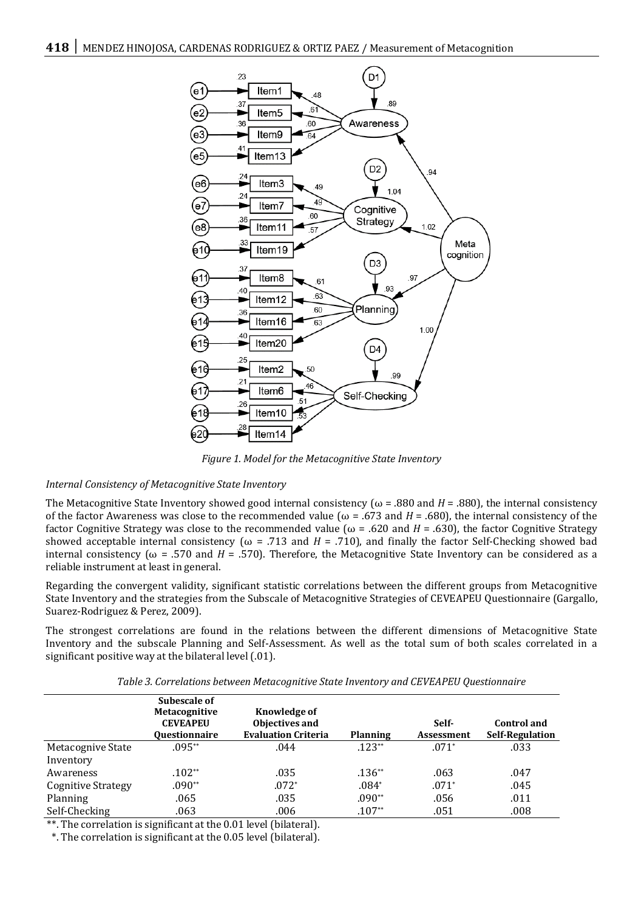*Figure 1. Model for the Metacognitive State Inventory*

*Internal Consistency of Metacognitive State Inventory*

The Metacognitive State Inventory showed good internal consistency (ω = .880 and *H* = .880), the internal consistency of the factor Awareness was close to the recommended value (ω = .673 and *H* = .680), the internal consistency of the factor Cognitive Strategy was close to the recommended value (ω = .620 and *H* = .630), the factor Cognitive Strategy showed acceptable internal consistency (ω = .713 and *H* = .710), and finally the factor Self-Checking showed bad internal consistency (ω = .570 and *H* = .570). Therefore, the Metacognitive State Inventory can be considered as a reliable instrument at least in general.

Regarding the convergent validity, significant statistic correlations between the different groups from Metacognitive State Inventory and the strategies from the Subscale of Metacognitive Strategies of CEVEAPEU Questionnaire (Gargallo, Suarez-Rodriguez & Perez, 2009).

The strongest correlations are found in the relations between the different dimensions of Metacognitive State Inventory and the subscale Planning and Self-Assessment. As well as the total sum of both scales correlated in a significant positive way at the bilateral level (.01).

*Table 3. Correlations between Metacognitive State Inventory and CEVEAPEU Questionnaire*

| | Subescale of Metacognitive CEVEAPEU Questionnaire | Knowledge of Objectives and Evaluation Criteria | Planning | Self-Assessment | Control and Self-Regulation |
|---|---|---|---|---|---|
| Metacognive State Inventory | .095** | .044 | .123** | .071* | .033 |
| Awareness | .102** | .035 | .136** | .063 | .047 |
| Cognitive Strategy | .090** | .072* | .084* | .071* | .045 |
| Planning | .065 | .035 | .090** | .056 | .011 |
| Self-Checking | .063 | .006 | .107** | .051 | .008 |

**. The correlation is significant at the 0.01 level (bilateral).

*. The correlation is significant at the 0.05 level (bilateral).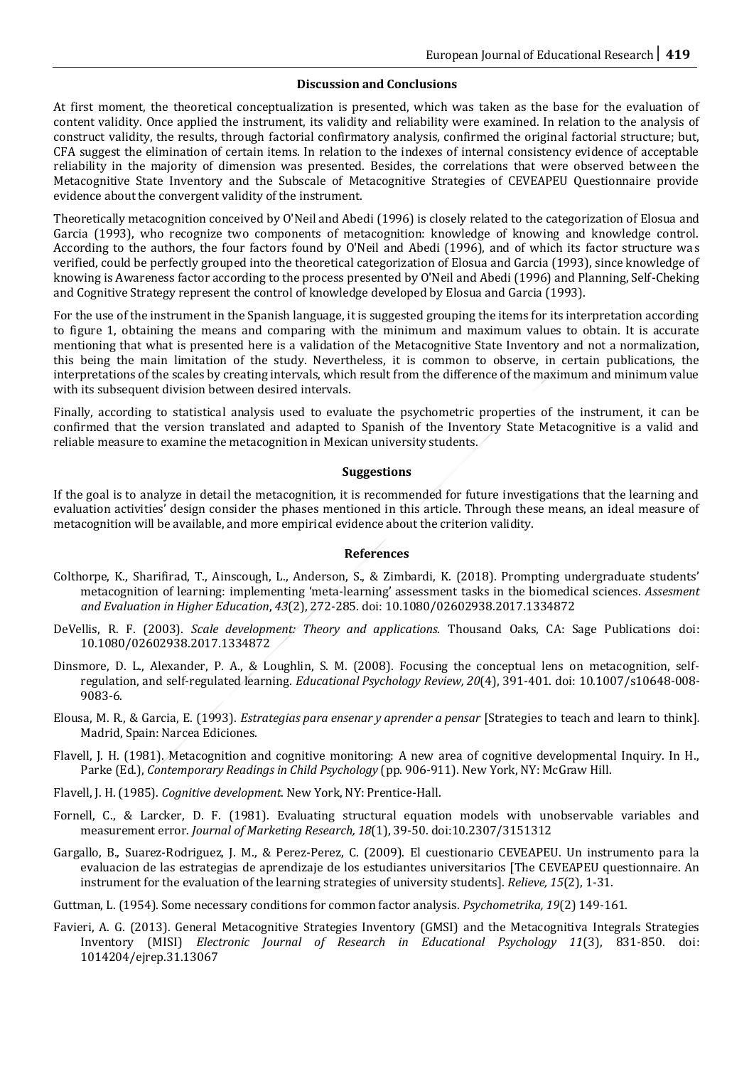## Discussion and Conclusions

At first moment, the theoretical conceptualization is presented, which was taken as the base for the evaluation of content validity. Once applied the instrument, its validity and reliability were examined. In relation to the analysis of construct validity, the results, through factorial confirmatory analysis, confirmed the original factorial structure; but, CFA suggest the elimination of certain items. In relation to the indexes of internal consistency evidence of acceptable reliability in the majority of dimension was presented. Besides, the correlations that were observed between the Metacognitive State Inventory and the Subscale of Metacognitive Strategies of CEVEAPEU Questionnaire provide evidence about the convergent validity of the instrument.

Theoretically metacognition conceived by O'Neil and Abedi (1996) is closely related to the categorization of Elosua and Garcia (1993), who recognize two components of metacognition: knowledge of knowing and knowledge control. According to the authors, the four factors found by O'Neil and Abedi (1996), and of which its factor structure was verified, could be perfectly grouped into the theoretical categorization of Elosua and Garcia (1993), since knowledge of knowing is Awareness factor according to the process presented by O'Neil and Abedi (1996) and Planning, Self-Cheking and Cognitive Strategy represent the control of knowledge developed by Elosua and Garcia (1993).

For the use of the instrument in the Spanish language, it is suggested grouping the items for its interpretation according to figure 1, obtaining the means and comparing with the minimum and maximum values to obtain. It is accurate mentioning that what is presented here is a validation of the Metacognitive State Inventory and not a normalization, this being the main limitation of the study. Nevertheless, it is common to observe, in certain publications, the interpretations of the scales by creating intervals, which result from the difference of the maximum and minimum value with its subsequent division between desired intervals.

Finally, according to statistical analysis used to evaluate the psychometric properties of the instrument, it can be confirmed that the version translated and adapted to Spanish of the Inventory State Metacognitive is a valid and reliable measure to examine the metacognition in Mexican university students.

## Suggestions

If the goal is to analyze in detail the metacognition, it is recommended for future investigations that the learning and evaluation activities' design consider the phases mentioned in this article. Through these means, an ideal measure of metacognition will be available, and more empirical evidence about the criterion validity.

## References

Colthorpe, K., Sharifirad, T., Ainscough, L., Anderson, S., & Zimbardi, K. (2018). Prompting undergraduate students' metacognition of learning: implementing 'meta-learning' assessment tasks in the biomedical sciences. *Assesment and Evaluation in Higher Education*, *43*(2), 272-285. doi: 10.1080/02602938.2017.1334872

DeVellis, R. F. (2003). *Scale development: Theory and applications*. Thousand Oaks, CA: Sage Publications doi: 10.1080/02602938.2017.1334872

Dinsmore, D. L., Alexander, P. A., & Loughlin, S. M. (2008). Focusing the conceptual lens on metacognition, self-regulation, and self-regulated learning. *Educational Psychology Review, 20*(4), 391-401. doi: 10.1007/s10648-008-9083-6.

Elousa, M. R., & Garcia, E. (1993). *Estrategias para ensenar y aprender a pensar* [Strategies to teach and learn to think]. Madrid, Spain: Narcea Ediciones.

Flavell, J. H. (1981). Metacognition and cognitive monitoring: A new area of cognitive developmental Inquiry. In H., Parke (Ed.), *Contemporary Readings in Child Psychology* (pp. 906-911). New York, NY: McGraw Hill.

Flavell, J. H. (1985). *Cognitive development*. New York, NY: Prentice-Hall.

Fornell, C., & Larcker, D. F. (1981). Evaluating structural equation models with unobservable variables and measurement error. *Journal of Marketing Research, 18*(1), 39-50. doi:10.2307/3151312

Gargallo, B., Suarez-Rodriguez, J. M., & Perez-Perez, C. (2009). El cuestionario CEVEAPEU. Un instrumento para la evaluacion de las estrategias de aprendizaje de los estudiantes universitarios [The CEVEAPEU questionnaire. An instrument for the evaluation of the learning strategies of university students]. *Relieve, 15*(2), 1-31.

Guttman, L. (1954). Some necessary conditions for common factor analysis. *Psychometrika, 19*(2) 149-161.

Favieri, A. G. (2013). General Metacognitive Strategies Inventory (GMSI) and the Metacognitiva Integrals Strategies Inventory (MISI) *Electronic Journal of Research in Educational Psychology 11*(3), 831-850. doi: 1014204/ejrep.31.13067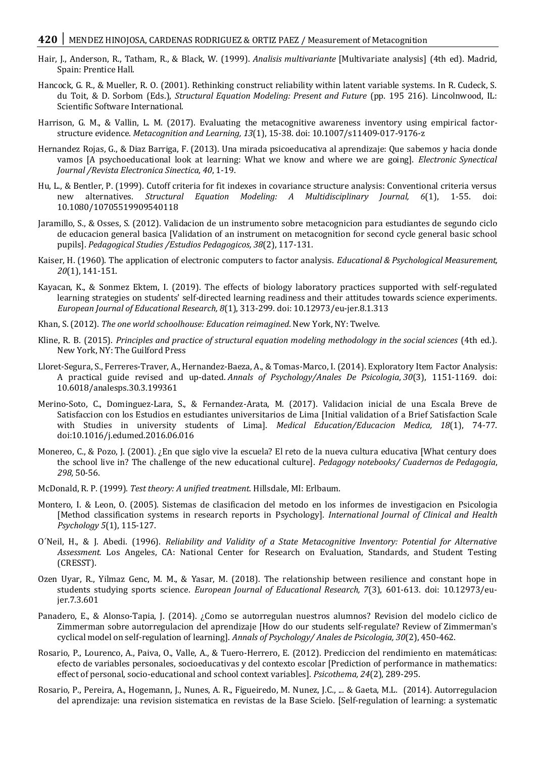Hair, J., Anderson, R., Tatham, R., & Black, W. (1999). *Analisis multivariante* [Multivariate analysis] (4th ed). Madrid, Spain: Prentice Hall.

Hancock, G. R., & Mueller, R. O. (2001). Rethinking construct reliability within latent variable systems. In R. Cudeck, S. du Toit, & D. Sorbom (Eds.), *Structural Equation Modeling: Present and Future* (pp. 195 216). Lincolnwood, IL: Scientific Software International.

Harrison, G. M., & Vallin, L. M. (2017). Evaluating the metacognitive awareness inventory using empirical factor-structure evidence. *Metacognition and Learning, 13*(1), 15-38. doi: 10.1007/s11409-017-9176-z

Hernandez Rojas, G., & Diaz Barriga, F. (2013). Una mirada psicoeducativa al aprendizaje: Que sabemos y hacia donde vamos [A psychoeducational look at learning: What we know and where we are going]. *Electronic Synectical Journal /Revista Electronica Sinectica, 40*, 1-19.

Hu, L., & Bentler, P. (1999). Cutoff criteria for fit indexes in covariance structure analysis: Conventional criteria versus new alternatives. *Structural Equation Modeling: A Multidisciplinary Journal, 6*(1), 1-55. doi: 10.1080/10705519909540118

Jaramillo, S., & Osses, S. (2012). Validacion de un instrumento sobre metacognicion para estudiantes de segundo ciclo de educacion general basica [Validation of an instrument on metacognition for second cycle general basic school pupils]. *Pedagogical Studies /Estudios Pedagogicos, 38*(2), 117-131.

Kaiser, H. (1960). The application of electronic computers to factor analysis. *Educational & Psychological Measurement, 20*(1), 141-151.

Kayacan, K., & Sonmez Ektem, I. (2019). The effects of biology laboratory practices supported with self-regulated learning strategies on students' self-directed learning readiness and their attitudes towards science experiments. *European Journal of Educational Research, 8*(1), 313-299. doi: 10.12973/eu-jer.8.1.313

Khan, S. (2012). *The one world schoolhouse: Education reimagined*. New York, NY: Twelve.

Kline, R. B. (2015). *Principles and practice of structural equation modeling methodology in the social sciences* (4th ed.). New York, NY: The Guilford Press

Lloret-Segura, S., Ferreres-Traver, A., Hernandez-Baeza, A., & Tomas-Marco, I. (2014). Exploratory Item Factor Analysis: A practical guide revised and up-dated. *Annals of Psychology/Anales De Psicologia*, *30*(3), 1151-1169. doi: 10.6018/analesps.30.3.199361

Merino-Soto, C., Dominguez-Lara, S., & Fernandez-Arata, M. (2017). Validacion inicial de una Escala Breve de Satisfaccion con los Estudios en estudiantes universitarios de Lima [Initial validation of a Brief Satisfaction Scale with Studies in university students of Lima]. *Medical Education/Educacion Medica, 18*(1), 74-77. doi:10.1016/j.edumed.2016.06.016

Monereo, C., & Pozo, J. (2001). ¿En que siglo vive la escuela? El reto de la nueva cultura educativa [What century does the school live in? The challenge of the new educational culture]. *Pedagogy notebooks/ Cuadernos de Pedagogia*, *298,* 50-56.

McDonald, R. P. (1999). *Test theory: A unified treatment*. Hillsdale, MI: Erlbaum.

Montero, I. & Leon, O. (2005). Sistemas de clasificacion del metodo en los informes de investigacion en Psicologia [Method classification systems in research reports in Psychology]. *International Journal of Clinical and Health Psychology 5*(1), 115-127.

O´Neil, H., & J. Abedi. (1996). *Reliability and Validity of a State Metacognitive Inventory: Potential for Alternative Assessment.* Los Angeles, CA: National Center for Research on Evaluation, Standards, and Student Testing (CRESST).

Ozen Uyar, R., Yilmaz Genc, M. M., & Yasar, M. (2018). The relationship between resilience and constant hope in students studying sports science. *European Journal of Educational Research, 7*(3), 601-613. doi: 10.12973/eu-jer.7.3.601

Panadero, E., & Alonso-Tapia, J. (2014). ¿Como se autorregulan nuestros alumnos? Revision del modelo ciclico de Zimmerman sobre autorregulacion del aprendizaje [How do our students self-regulate? Review of Zimmerman's cyclical model on self-regulation of learning]. *Annals of Psychology/ Anales de Psicologia, 30*(2), 450-462.

Rosario, P., Lourenco, A., Paiva, O., Valle, A., & Tuero-Herrero, E. (2012). Prediccion del rendimiento en matemáticas: efecto de variables personales, socioeducativas y del contexto escolar [Prediction of performance in mathematics: effect of personal, socio-educational and school context variables]. *Psicothema, 24*(2), 289-295.

Rosario, P., Pereira, A., Hogemann, J., Nunes, A. R., Figueiredo, M. Nunez, J.C., ... & Gaeta, M.L. (2014). Autorregulacion del aprendizaje: una revision sistematica en revistas de la Base Scielo. [Self-regulation of learning: a systematic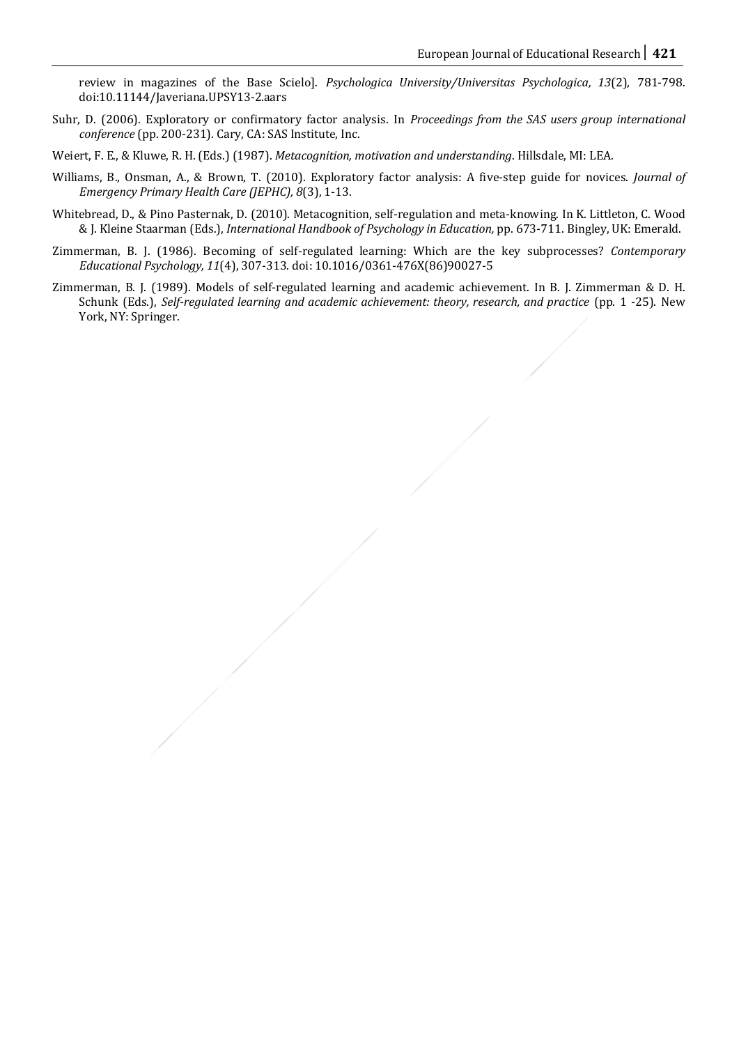review in magazines of the Base Scielo]. *Psychologica University/Universitas Psychologica, 13*(2), 781-798. doi:10.11144/Javeriana.UPSY13-2.aars

Suhr, D. (2006). Exploratory or confirmatory factor analysis. In *Proceedings from the SAS users group international conference* (pp. 200-231). Cary, CA: SAS Institute, Inc.

Weiert, F. E., & Kluwe, R. H. (Eds.) (1987). *Metacognition, motivation and understanding*. Hillsdale, MI: LEA.

Williams, B., Onsman, A., & Brown, T. (2010). Exploratory factor analysis: A five-step guide for novices. *Journal of Emergency Primary Health Care (JEPHC), 8*(3), 1-13.

Whitebread, D., & Pino Pasternak, D. (2010). Metacognition, self-regulation and meta-knowing. In K. Littleton, C. Wood & J. Kleine Staarman (Eds.), *International Handbook of Psychology in Education,* pp. 673-711. Bingley, UK: Emerald.

Zimmerman, B. J. (1986). Becoming of self-regulated learning: Which are the key subprocesses? *Contemporary Educational Psychology, 11*(4), 307-313. doi: 10.1016/0361-476X(86)90027-5

Zimmerman, B. J. (1989). Models of self-regulated learning and academic achievement. In B. J. Zimmerman & D. H. Schunk (Eds.), *Self-regulated learning and academic achievement: theory, research, and practice* (pp. 1 -25). New York, NY: Springer.